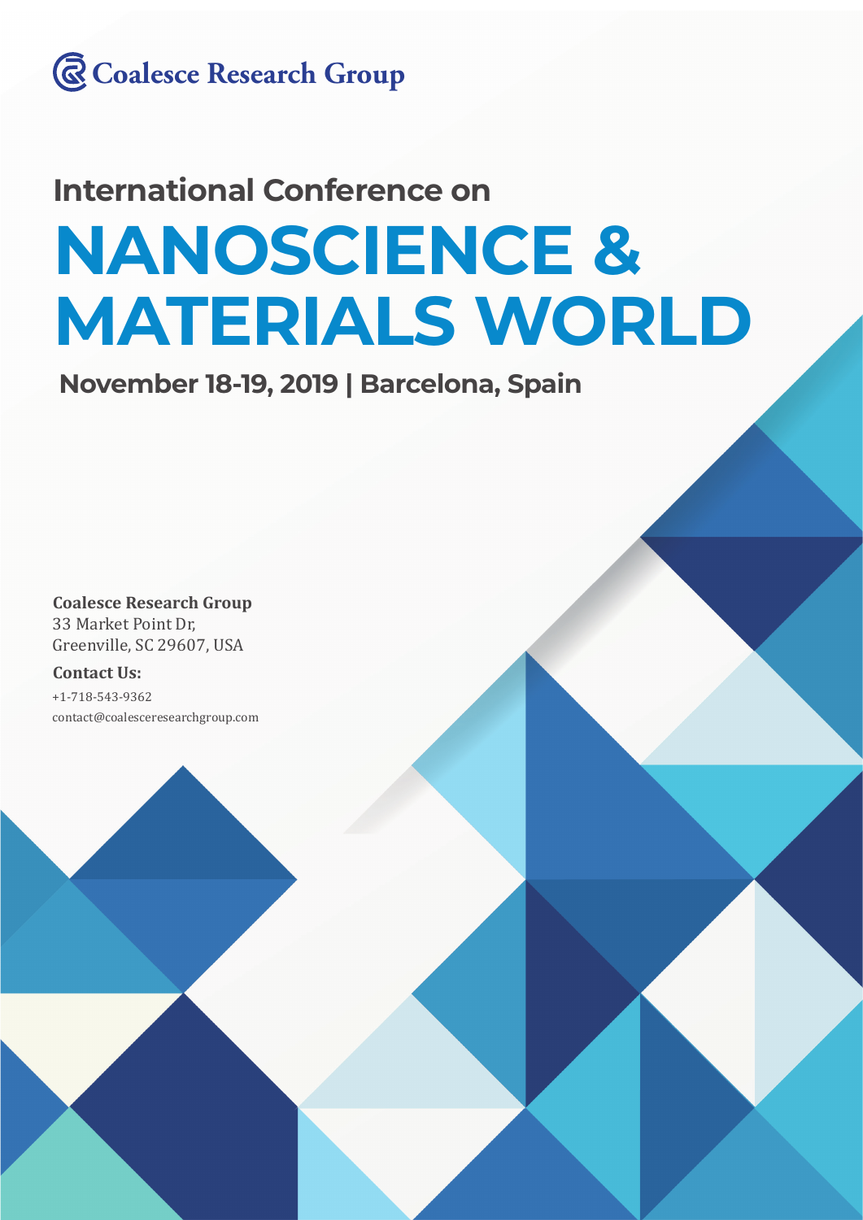Coalesce Research Group

## International Conference on

# NANOSCIENCE & MATERIALS WORLD

**November 18-19, 2019 | Barcelona, Spain**

**Coalesce Research Group**
33 Market Point Dr,
Greenville, SC 29607, USA

**Contact Us:**
+1-718-543-9362
contact@coalesceresearchgroup.com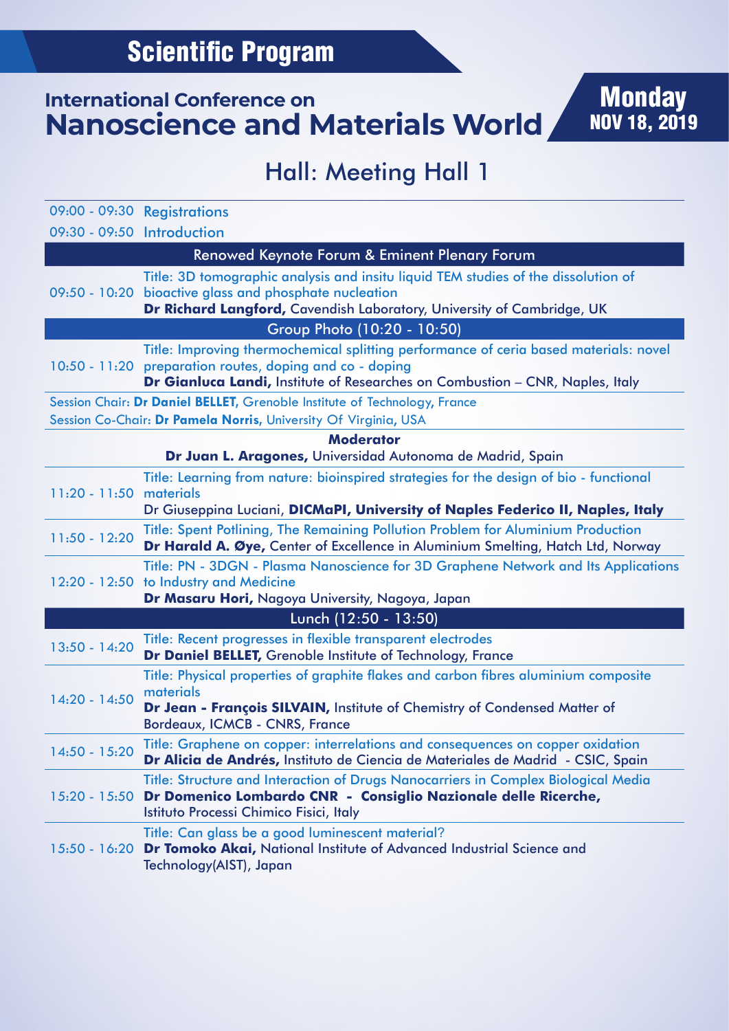# Scientific Program

## International Conference on
## Nanoscience and Materials World

**Monday**
**NOV 18, 2019**

## Hall: Meeting Hall 1

| | |
|---|---|
| 09:00 - 09:30 | Registrations |
| 09:30 - 09:50 | Introduction |

### Renowned Keynote Forum & Eminent Plenary Forum

| | |
|---|---|
| 09:50 - 10:20 | Title: 3D tomographic analysis and insitu liquid TEM studies of the dissolution of bioactive glass and phosphate nucleation<br>**Dr Richard Langford,** Cavendish Laboratory, University of Cambridge, UK |

**Group Photo (10:20 - 10:50)**

| | |
|---|---|
| 10:50 - 11:20 | Title: Improving thermochemical splitting performance of ceria based materials: novel preparation routes, doping and co - doping<br>**Dr Gianluca Landi,** Institute of Researches on Combustion – CNR, Naples, Italy |

Session Chair: **Dr Daniel BELLET,** Grenoble Institute of Technology, France
Session Co-Chair: **Dr Pamela Norris,** University Of Virginia, USA

**Moderator**
**Dr Juan L. Aragones,** Universidad Autonoma de Madrid, Spain

| | |
|---|---|
| 11:20 - 11:50 | Title: Learning from nature: bioinspired strategies for the design of bio - functional materials<br>Dr Giuseppina Luciani, **DICMaPI, University of Naples Federico II, Naples, Italy** |
| 11:50 - 12:20 | Title: Spent Potlining, The Remaining Pollution Problem for Aluminium Production<br>**Dr Harald A. Øye,** Center of Excellence in Aluminium Smelting, Hatch Ltd, Norway |
| 12:20 - 12:50 | Title: PN - 3DGN - Plasma Nanoscience for 3D Graphene Network and Its Applications to Industry and Medicine<br>**Dr Masaru Hori,** Nagoya University, Nagoya, Japan |

**Lunch (12:50 - 13:50)**

| | |
|---|---|
| 13:50 - 14:20 | Title: Recent progresses in flexible transparent electrodes<br>**Dr Daniel BELLET,** Grenoble Institute of Technology, France |
| 14:20 - 14:50 | Title: Physical properties of graphite flakes and carbon fibres aluminium composite materials<br>**Dr Jean - François SILVAIN,** Institute of Chemistry of Condensed Matter of Bordeaux, ICMCB - CNRS, France |
| 14:50 - 15:20 | Title: Graphene on copper: interrelations and consequences on copper oxidation<br>**Dr Alicia de Andrés,** Instituto de Ciencia de Materiales de Madrid - CSIC, Spain |
| 15:20 - 15:50 | Title: Structure and Interaction of Drugs Nanocarriers in Complex Biological Media<br>**Dr Domenico Lombardo CNR - Consiglio Nazionale delle Ricerche,** Istituto Processi Chimico Fisici, Italy |
| 15:50 - 16:20 | Title: Can glass be a good luminescent material?<br>**Dr Tomoko Akai,** National Institute of Advanced Industrial Science and Technology(AIST), Japan |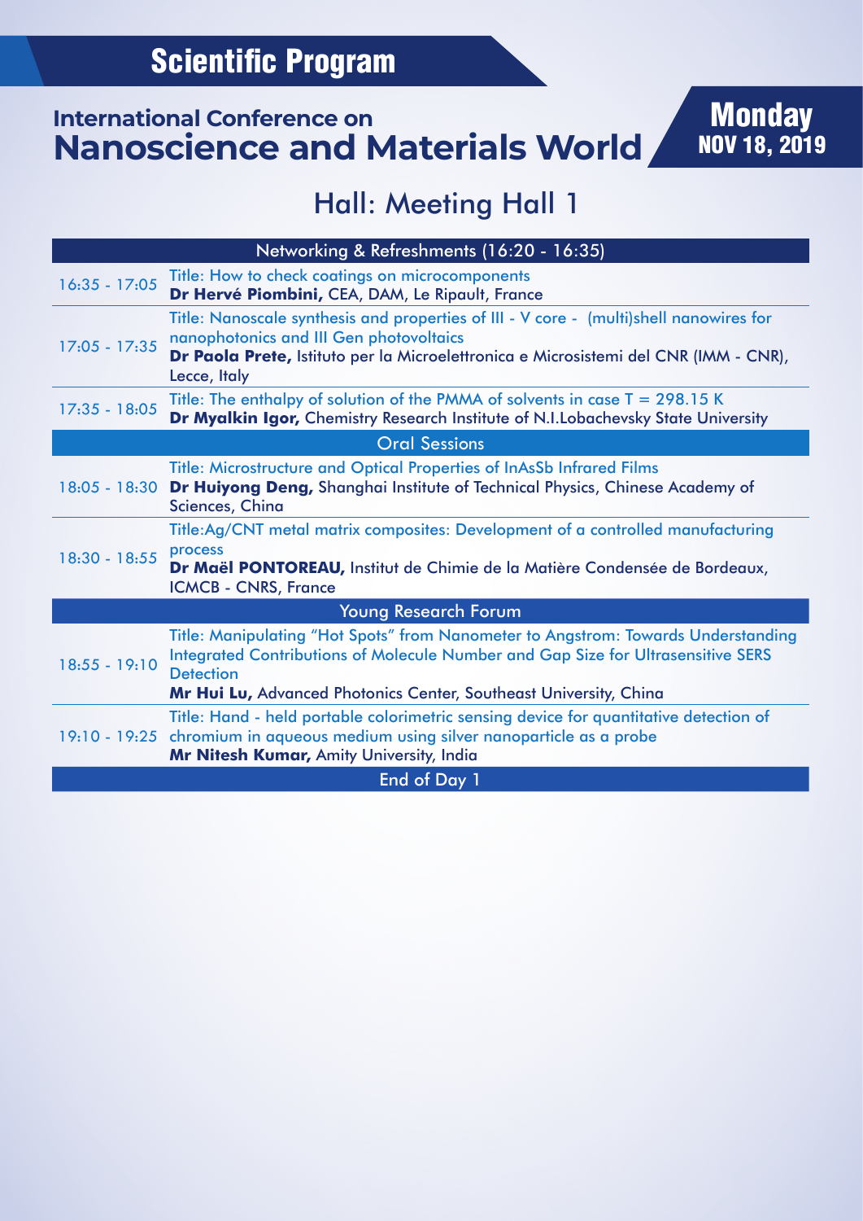# Scientific Program

## International Conference on Nanoscience and Materials World

**Monday**
**NOV 18, 2019**

## Hall: Meeting Hall 1

| Time | Session |
|---|---|
| | **Networking & Refreshments (16:20 - 16:35)** |
| 16:35 - 17:05 | Title: How to check coatings on microcomponents<br>**Dr Hervé Piombini,** CEA, DAM, Le Ripault, France |
| 17:05 - 17:35 | Title: Nanoscale synthesis and properties of III - V core - (multi)shell nanowires for nanophotonics and III Gen photovoltaics<br>**Dr Paola Prete,** Istituto per la Microelettronica e Microsistemi del CNR (IMM - CNR), Lecce, Italy |
| 17:35 - 18:05 | Title: The enthalpy of solution of the PMMA of solvents in case T = 298.15 K<br>**Dr Myalkin Igor,** Chemistry Research Institute of N.I.Lobachevsky State University |
| | **Oral Sessions** |
| 18:05 - 18:30 | Title: Microstructure and Optical Properties of InAsSb Infrared Films<br>**Dr Huiyong Deng,** Shanghai Institute of Technical Physics, Chinese Academy of Sciences, China |
| 18:30 - 18:55 | Title:Ag/CNT metal matrix composites: Development of a controlled manufacturing process<br>**Dr Maël PONTOREAU,** Institut de Chimie de la Matière Condensée de Bordeaux, ICMCB - CNRS, France |
| | **Young Research Forum** |
| 18:55 - 19:10 | Title: Manipulating "Hot Spots" from Nanometer to Angstrom: Towards Understanding Integrated Contributions of Molecule Number and Gap Size for Ultrasensitive SERS Detection<br>**Mr Hui Lu,** Advanced Photonics Center, Southeast University, China |
| 19:10 - 19:25 | Title: Hand - held portable colorimetric sensing device for quantitative detection of chromium in aqueous medium using silver nanoparticle as a probe<br>**Mr Nitesh Kumar,** Amity University, India |
| | **End of Day 1** |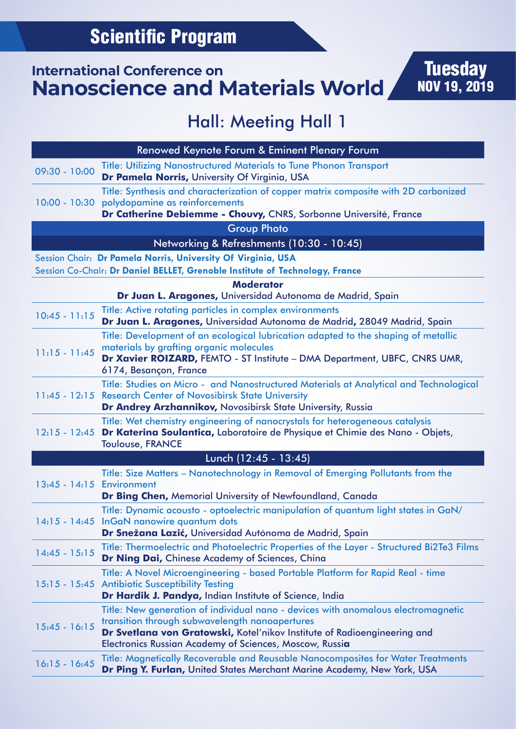# Scientific Program

## International Conference on Nanoscience and Materials World

**Tuesday**
**NOV 19, 2019**

## Hall: Meeting Hall 1

| Renowned Keynote Forum & Eminent Plenary Forum | |
|---|---|
| 09:30 - 10:00 | Title: Utilizing Nanostructured Materials to Tune Phonon Transport<br>**Dr Pamela Norris,** University Of Virginia, USA |
| 10:00 - 10:30 | Title: Synthesis and characterization of copper matrix composite with 2D carbonized polydopamine as reinforcements<br>**Dr Catherine Debiemme - Chouvy,** CNRS, Sorbonne Université, France |
| Group Photo | |
| Networking & Refreshments (10:30 - 10:45) | |
| Session Chair: **Dr Pamela Norris, University Of Virginia, USA**<br>Session Co-Chair: **Dr Daniel BELLET, Grenoble Institute of Technology, France** | |
| **Moderator**<br>**Dr Juan L. Aragones,** Universidad Autonoma de Madrid, Spain | |
| 10:45 - 11:15 | Title: Active rotating particles in complex environments<br>**Dr Juan L. Aragones,** Universidad Autonoma de Madrid**,** 28049 Madrid, Spain |
| 11:15 - 11:45 | Title: Development of an ecological lubrication adapted to the shaping of metallic materials by grafting organic molecules<br>**Dr Xavier ROIZARD,** FEMTO - ST Institute – DMA Department, UBFC, CNRS UMR, 6174, Besançon, France |
| 11:45 - 12:15 | Title: Studies on Micro - and Nanostructured Materials at Analytical and Technological Research Center of Novosibirsk State University<br>**Dr Andrey Arzhannikov,** Novosibirsk State University, Russia |
| 12:15 - 12:45 | Title: Wet chemistry engineering of nanocrystals for heterogeneous catalysis<br>**Dr Katerina Soulantica,** Laboratoire de Physique et Chimie des Nano - Objets, Toulouse, FRANCE |
| Lunch (12:45 - 13:45) | |
| 13:45 - 14:15 | Title: Size Matters – Nanotechnology in Removal of Emerging Pollutants from the Environment<br>**Dr Bing Chen,** Memorial University of Newfoundland, Canada |
| 14:15 - 14:45 | Title: Dynamic acousto - optoelectric manipulation of quantum light states in GaN/InGaN nanowire quantum dots<br>**Dr Snežana Lazić,** Universidad Autónoma de Madrid, Spain |
| 14:45 - 15:15 | Title: Thermoelectric and Photoelectric Properties of the Layer - Structured Bi2Te3 Films<br>**Dr Ning Dai,** Chinese Academy of Sciences, China |
| 15:15 - 15:45 | Title: A Novel Microengineering - based Portable Platform for Rapid Real - time Antibiotic Susceptibility Testing<br>**Dr Hardik J. Pandya,** Indian Institute of Science, India |
| 15:45 - 16:15 | Title: New generation of individual nano - devices with anomalous electromagnetic transition through subwavelength nanoapertures<br>**Dr Svetlana von Gratowski,** Kotel'nikov Institute of Radioengineering and Electronics Russian Academy of Sciences, Moscow, Russia |
| 16:15 - 16:45 | Title: Magnetically Recoverable and Reusable Nanocomposites for Water Treatments<br>**Dr Ping Y. Furlan,** United States Merchant Marine Academy, New York, USA |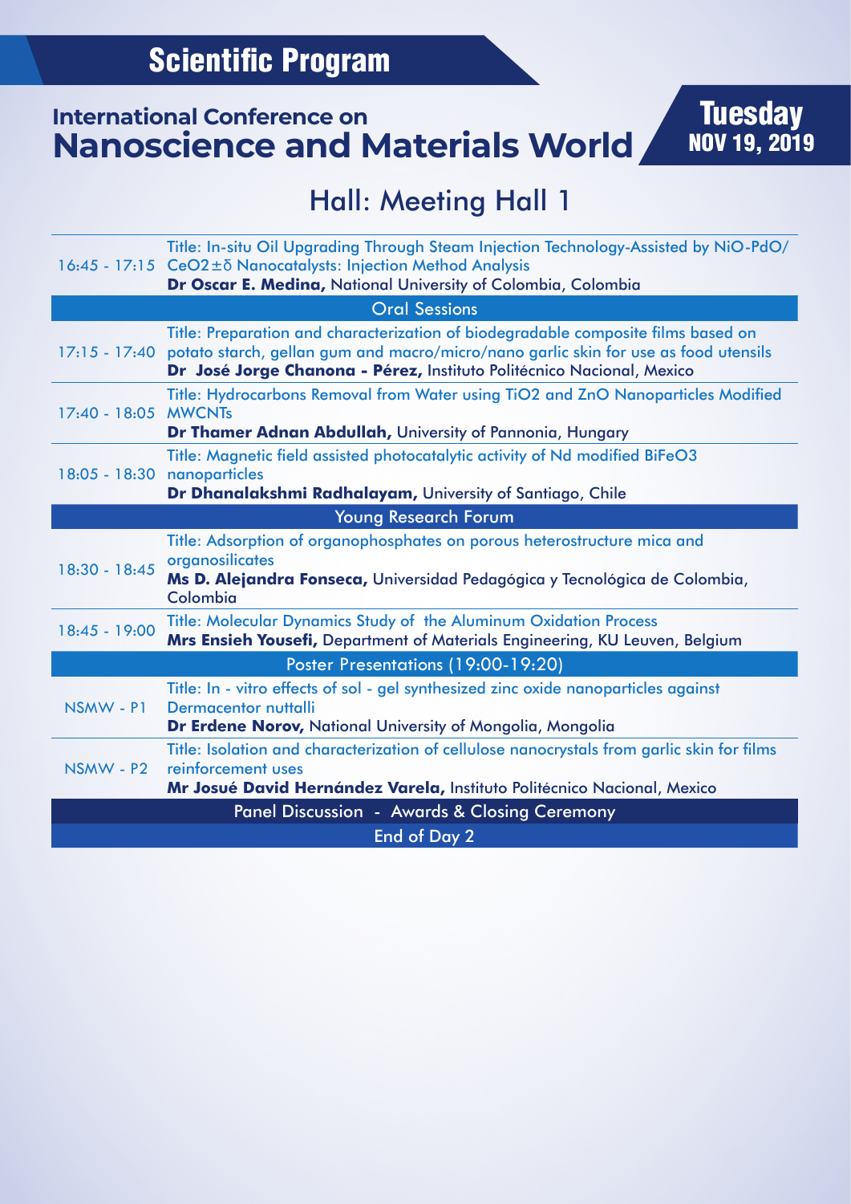# Scientific Program

## International Conference on Nanoscience and Materials World

**Tuesday**
**NOV 19, 2019**

## Hall: Meeting Hall 1

| | |
|---|---|
| 16:45 - 17:15 | Title: In-situ Oil Upgrading Through Steam Injection Technology-Assisted by NiO-PdO/ $CeO_{2\pm\delta}$ Nanocatalysts: Injection Method Analysis<br>**Dr Oscar E. Medina,** National University of Colombia, Colombia |
| **Oral Sessions** | |
| 17:15 - 17:40 | Title: Preparation and characterization of biodegradable composite films based on potato starch, gellan gum and macro/micro/nano garlic skin for use as food utensils<br>**Dr José Jorge Chanona - Pérez,** Instituto Politécnico Nacional, Mexico |
| 17:40 - 18:05 | Title: Hydrocarbons Removal from Water using $TiO_2$ and ZnO Nanoparticles Modified MWCNTs<br>**Dr Thamer Adnan Abdullah,** University of Pannonia, Hungary |
| 18:05 - 18:30 | Title: Magnetic field assisted photocatalytic activity of Nd modified $BiFeO_3$ nanoparticles<br>**Dr Dhanalakshmi Radhalayam,** University of Santiago, Chile |
| **Young Research Forum** | |
| 18:30 - 18:45 | Title: Adsorption of organophosphates on porous heterostructure mica and organosilicates<br>**Ms D. Alejandra Fonseca,** Universidad Pedagógica y Tecnológica de Colombia, Colombia |
| 18:45 - 19:00 | Title: Molecular Dynamics Study of the Aluminum Oxidation Process<br>**Mrs Ensieh Yousefi,** Department of Materials Engineering, KU Leuven, Belgium |
| **Poster Presentations (19:00-19:20)** | |
| NSMW - P1 | Title: In - vitro effects of sol - gel synthesized zinc oxide nanoparticles against Dermacentor nuttalli<br>**Dr Erdene Norov,** National University of Mongolia, Mongolia |
| NSMW - P2 | Title: Isolation and characterization of cellulose nanocrystals from garlic skin for films reinforcement uses<br>**Mr Josué David Hernández Varela,** Instituto Politécnico Nacional, Mexico |
| **Panel Discussion - Awards & Closing Ceremony** | |
| **End of Day 2** | |